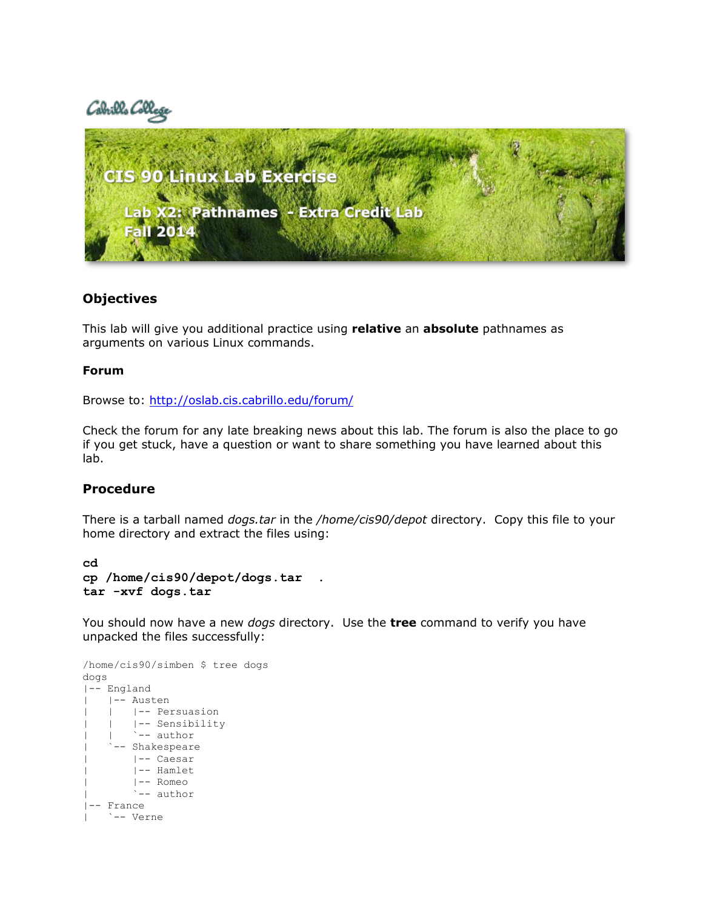Cabrillo College

# CIS 90 Linux Lab Exercise

## Lab X2: Pathnames - Extra Credit Lab
## Fall 2014

## Objectives

This lab will give you additional practice using **relative** an **absolute** pathnames as arguments on various Linux commands.

### Forum

Browse to: http://oslab.cis.cabrillo.edu/forum/

Check the forum for any late breaking news about this lab. The forum is also the place to go if you get stuck, have a question or want to share something you have learned about this lab.

## Procedure

There is a tarball named *dogs.tar* in the */home/cis90/depot* directory. Copy this file to your home directory and extract the files using:

```
cd
cp /home/cis90/depot/dogs.tar  .
tar -xvf dogs.tar
```

You should now have a new *dogs* directory. Use the **tree** command to verify you have unpacked the files successfully:

```
/home/cis90/simben $ tree dogs
dogs
|-- England
|   |-- Austen
|   |   |-- Persuasion
|   |   |-- Sensibility
|   |   `-- author
|   `-- Shakespeare
|       |-- Caesar
|       |-- Hamlet
|       |-- Romeo
|       `-- author
|-- France
|   `-- Verne
```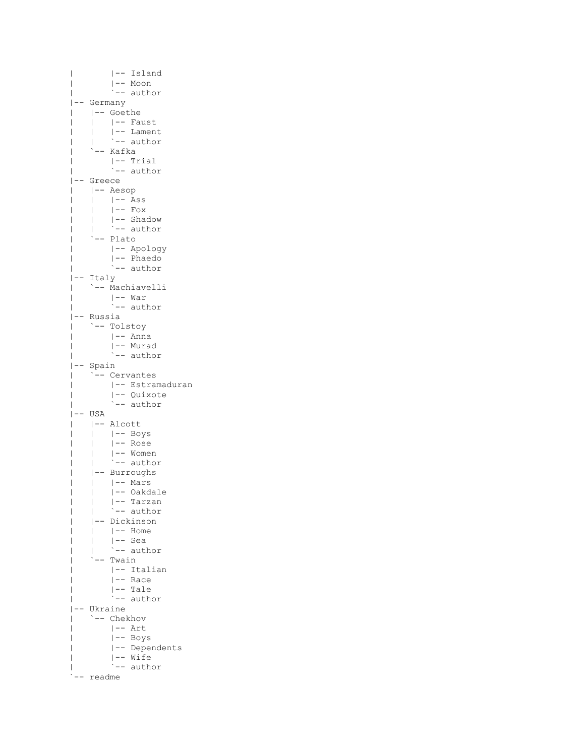```
|       |-- Island
|       |-- Moon
|       `-- author
|-- Germany
|   |-- Goethe
|   |   |-- Faust
|   |   |-- Lament
|   |   `-- author
|   `-- Kafka
|       |-- Trial
|       `-- author
|-- Greece
|   |-- Aesop
|   |   |-- Ass
|   |   |-- Fox
|   |   |-- Shadow
|   |   `-- author
|   `-- Plato
|       |-- Apology
|       |-- Phaedo
|       `-- author
|-- Italy
|   `-- Machiavelli
|       |-- War
|       `-- author
|-- Russia
|   `-- Tolstoy
|       |-- Anna
|       |-- Murad
|       `-- author
|-- Spain
|   `-- Cervantes
|       |-- Estramaduran
|       |-- Quixote
|       `-- author
|-- USA
|   |-- Alcott
|   |   |-- Boys
|   |   |-- Rose
|   |   |-- Women
|   |   `-- author
|   |-- Burroughs
|   |   |-- Mars
|   |   |-- Oakdale
|   |   |-- Tarzan
|   |   `-- author
|   |-- Dickinson
|   |   |-- Home
|   |   |-- Sea
|   |   `-- author
|   `-- Twain
|       |-- Italian
|       |-- Race
|       |-- Tale
|       `-- author
|-- Ukraine
|   `-- Chekhov
|       |-- Art
|       |-- Boys
|       |-- Dependents
|       |-- Wife
|       `-- author
`-- readme
```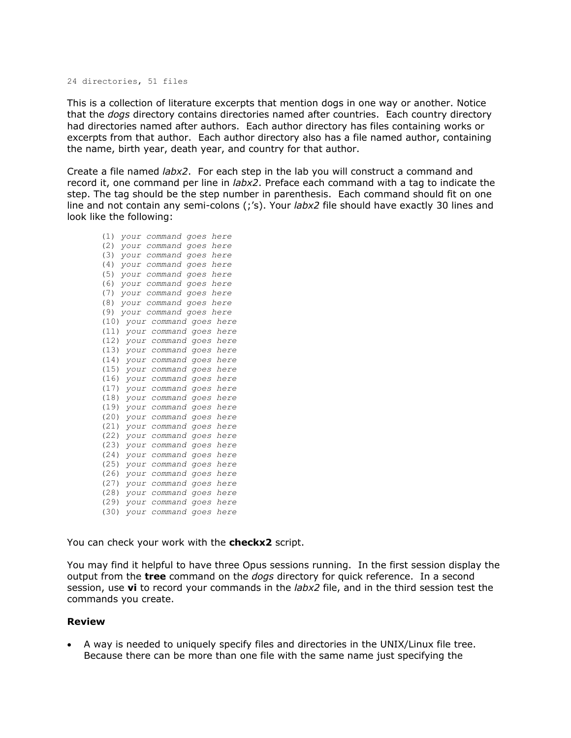```
24 directories, 51 files
```

This is a collection of literature excerpts that mention dogs in one way or another. Notice that the *dogs* directory contains directories named after countries. Each country directory had directories named after authors. Each author directory has files containing works or excerpts from that author. Each author directory also has a file named author, containing the name, birth year, death year, and country for that author.

Create a file named *labx2*. For each step in the lab you will construct a command and record it, one command per line in *labx2*. Preface each command with a tag to indicate the step. The tag should be the step number in parenthesis. Each command should fit on one line and not contain any semi-colons (;'s). Your *labx2* file should have exactly 30 lines and look like the following:

```
(1) your command goes here
(2) your command goes here
(3) your command goes here
(4) your command goes here
(5) your command goes here
(6) your command goes here
(7) your command goes here
(8) your command goes here
(9) your command goes here
(10) your command goes here
(11) your command goes here
(12) your command goes here
(13) your command goes here
(14) your command goes here
(15) your command goes here
(16) your command goes here
(17) your command goes here
(18) your command goes here
(19) your command goes here
(20) your command goes here
(21) your command goes here
(22) your command goes here
(23) your command goes here
(24) your command goes here
(25) your command goes here
(26) your command goes here
(27) your command goes here
(28) your command goes here
(29) your command goes here
(30) your command goes here
```

You can check your work with the **checkx2** script.

You may find it helpful to have three Opus sessions running. In the first session display the output from the **tree** command on the *dogs* directory for quick reference. In a second session, use **vi** to record your commands in the *labx2* file, and in the third session test the commands you create.

### Review

- A way is needed to uniquely specify files and directories in the UNIX/Linux file tree. Because there can be more than one file with the same name just specifying the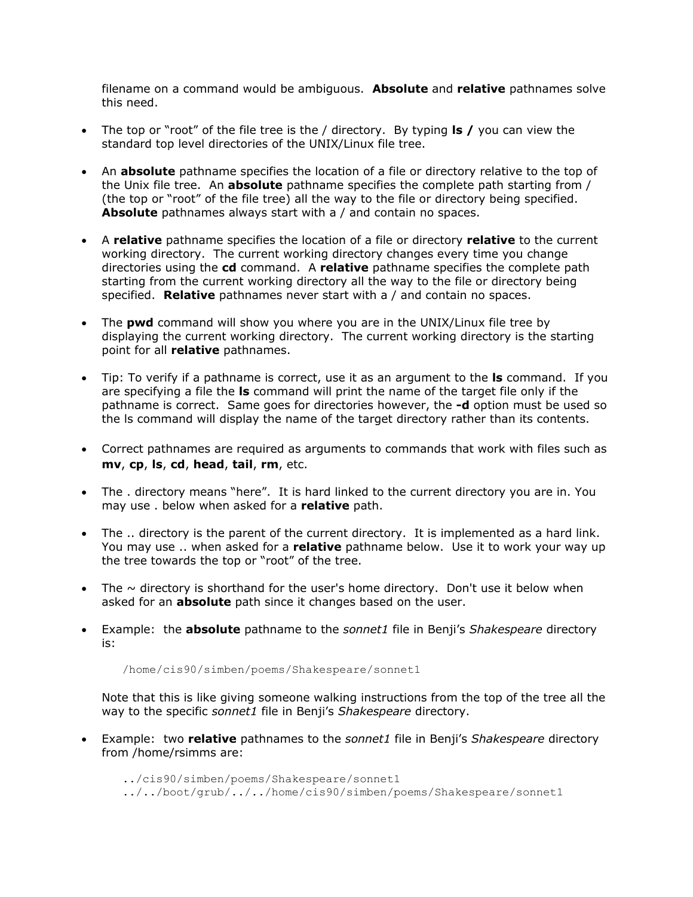filename on a command would be ambiguous. **Absolute** and **relative** pathnames solve this need.

- The top or "root" of the file tree is the / directory. By typing **ls /** you can view the standard top level directories of the UNIX/Linux file tree.

- An **absolute** pathname specifies the location of a file or directory relative to the top of the Unix file tree. An **absolute** pathname specifies the complete path starting from / (the top or "root" of the file tree) all the way to the file or directory being specified. **Absolute** pathnames always start with a / and contain no spaces.

- A **relative** pathname specifies the location of a file or directory **relative** to the current working directory. The current working directory changes every time you change directories using the **cd** command. A **relative** pathname specifies the complete path starting from the current working directory all the way to the file or directory being specified. **Relative** pathnames never start with a / and contain no spaces.

- The **pwd** command will show you where you are in the UNIX/Linux file tree by displaying the current working directory. The current working directory is the starting point for all **relative** pathnames.

- Tip: To verify if a pathname is correct, use it as an argument to the **ls** command. If you are specifying a file the **ls** command will print the name of the target file only if the pathname is correct. Same goes for directories however, the **-d** option must be used so the ls command will display the name of the target directory rather than its contents.

- Correct pathnames are required as arguments to commands that work with files such as **mv**, **cp**, **ls**, **cd**, **head**, **tail**, **rm**, etc.

- The . directory means "here". It is hard linked to the current directory you are in. You may use . below when asked for a **relative** path.

- The .. directory is the parent of the current directory. It is implemented as a hard link. You may use .. when asked for a **relative** pathname below. Use it to work your way up the tree towards the top or "root" of the tree.

- The ~ directory is shorthand for the user's home directory. Don't use it below when asked for an **absolute** path since it changes based on the user.

- Example: the **absolute** pathname to the *sonnet1* file in Benji's *Shakespeare* directory is:

  ```
  /home/cis90/simben/poems/Shakespeare/sonnet1
  ```

  Note that this is like giving someone walking instructions from the top of the tree all the way to the specific *sonnet1* file in Benji's *Shakespeare* directory.

- Example: two **relative** pathnames to the *sonnet1* file in Benji's *Shakespeare* directory from /home/rsimms are:

  ```
  ../cis90/simben/poems/Shakespeare/sonnet1
  ../../boot/grub/../../home/cis90/simben/poems/Shakespeare/sonnet1
  ```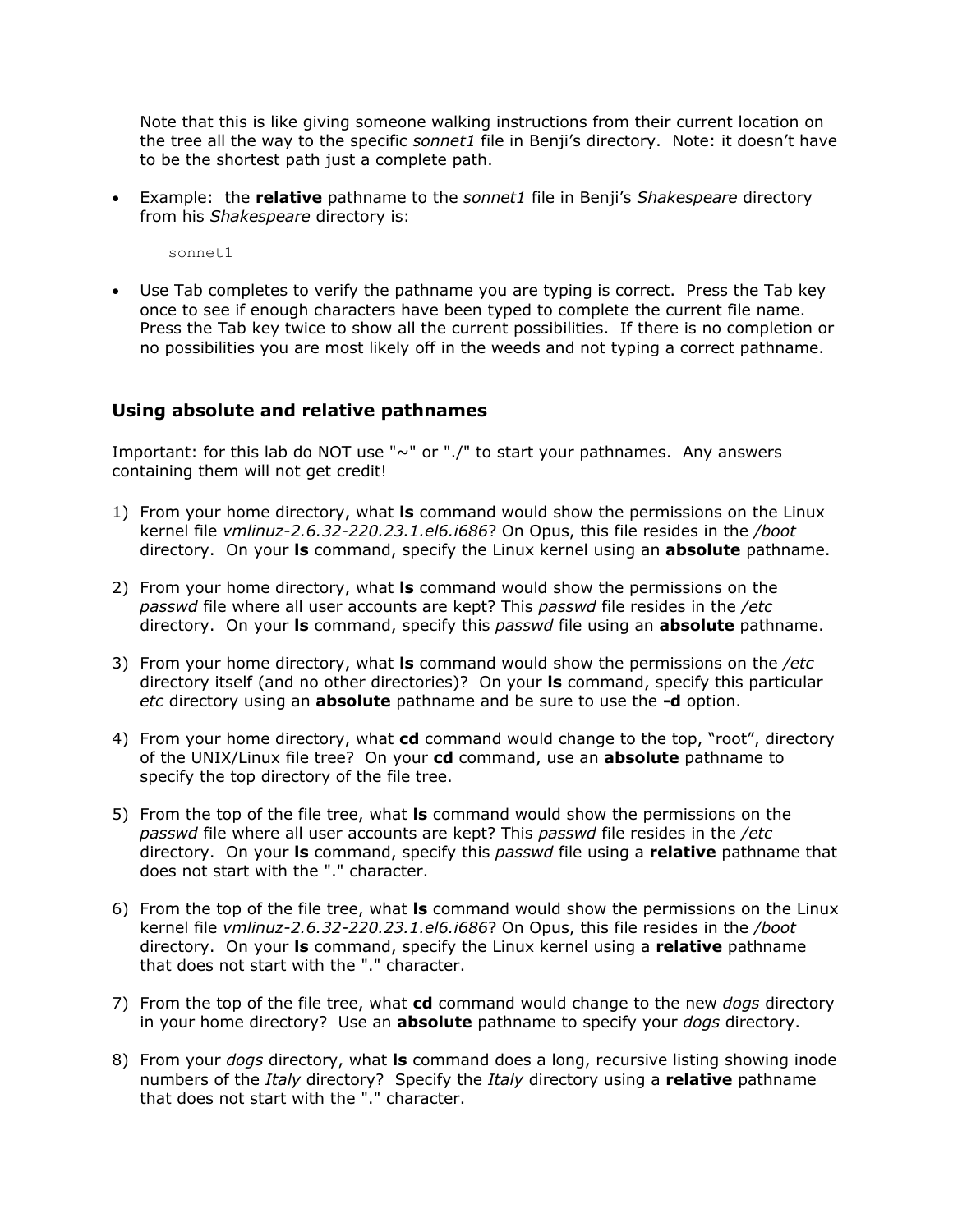Note that this is like giving someone walking instructions from their current location on the tree all the way to the specific *sonnet1* file in Benji's directory. Note: it doesn't have to be the shortest path just a complete path.

- Example: the **relative** pathname to the *sonnet1* file in Benji's *Shakespeare* directory from his *Shakespeare* directory is:

```
sonnet1
```

- Use Tab completes to verify the pathname you are typing is correct. Press the Tab key once to see if enough characters have been typed to complete the current file name. Press the Tab key twice to show all the current possibilities. If there is no completion or no possibilities you are most likely off in the weeds and not typing a correct pathname.

### Using absolute and relative pathnames

Important: for this lab do NOT use "~" or "./" to start your pathnames. Any answers containing them will not get credit!

1) From your home directory, what **ls** command would show the permissions on the Linux kernel file *vmlinuz-2.6.32-220.23.1.el6.i686*? On Opus, this file resides in the */boot* directory. On your **ls** command, specify the Linux kernel using an **absolute** pathname.

2) From your home directory, what **ls** command would show the permissions on the *passwd* file where all user accounts are kept? This *passwd* file resides in the */etc* directory. On your **ls** command, specify this *passwd* file using an **absolute** pathname.

3) From your home directory, what **ls** command would show the permissions on the */etc* directory itself (and no other directories)? On your **ls** command, specify this particular *etc* directory using an **absolute** pathname and be sure to use the **-d** option.

4) From your home directory, what **cd** command would change to the top, "root", directory of the UNIX/Linux file tree? On your **cd** command, use an **absolute** pathname to specify the top directory of the file tree.

5) From the top of the file tree, what **ls** command would show the permissions on the *passwd* file where all user accounts are kept? This *passwd* file resides in the */etc* directory. On your **ls** command, specify this *passwd* file using a **relative** pathname that does not start with the "." character.

6) From the top of the file tree, what **ls** command would show the permissions on the Linux kernel file *vmlinuz-2.6.32-220.23.1.el6.i686*? On Opus, this file resides in the */boot* directory. On your **ls** command, specify the Linux kernel using a **relative** pathname that does not start with the "." character.

7) From the top of the file tree, what **cd** command would change to the new *dogs* directory in your home directory? Use an **absolute** pathname to specify your *dogs* directory.

8) From your *dogs* directory, what **ls** command does a long, recursive listing showing inode numbers of the *Italy* directory? Specify the *Italy* directory using a **relative** pathname that does not start with the "." character.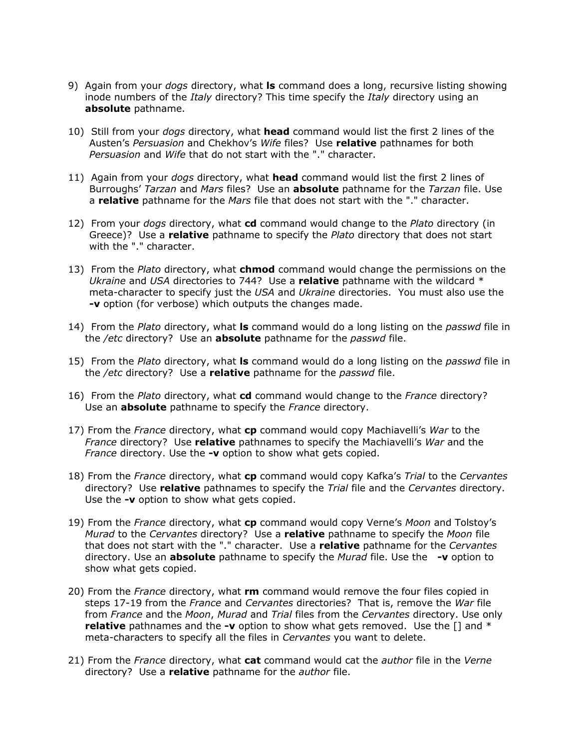9) Again from your *dogs* directory, what **ls** command does a long, recursive listing showing inode numbers of the *Italy* directory? This time specify the *Italy* directory using an **absolute** pathname.

10) Still from your *dogs* directory, what **head** command would list the first 2 lines of the Austen's *Persuasion* and Chekhov's *Wife* files? Use **relative** pathnames for both *Persuasion* and *Wife* that do not start with the "." character.

11) Again from your *dogs* directory, what **head** command would list the first 2 lines of Burroughs' *Tarzan* and *Mars* files? Use an **absolute** pathname for the *Tarzan* file. Use a **relative** pathname for the *Mars* file that does not start with the "." character.

12) From your *dogs* directory, what **cd** command would change to the *Plato* directory (in Greece)? Use a **relative** pathname to specify the *Plato* directory that does not start with the "." character.

13) From the *Plato* directory, what **chmod** command would change the permissions on the *Ukraine* and *USA* directories to 744? Use a **relative** pathname with the wildcard * meta-character to specify just the *USA* and *Ukraine* directories. You must also use the **-v** option (for verbose) which outputs the changes made.

14) From the *Plato* directory, what **ls** command would do a long listing on the *passwd* file in the */etc* directory? Use an **absolute** pathname for the *passwd* file.

15) From the *Plato* directory, what **ls** command would do a long listing on the *passwd* file in the */etc* directory? Use a **relative** pathname for the *passwd* file.

16) From the *Plato* directory, what **cd** command would change to the *France* directory? Use an **absolute** pathname to specify the *France* directory.

17) From the *France* directory, what **cp** command would copy Machiavelli's *War* to the *France* directory? Use **relative** pathnames to specify the Machiavelli's *War* and the *France* directory. Use the **-v** option to show what gets copied.

18) From the *France* directory, what **cp** command would copy Kafka's *Trial* to the *Cervantes* directory? Use **relative** pathnames to specify the *Trial* file and the *Cervantes* directory. Use the **-v** option to show what gets copied.

19) From the *France* directory, what **cp** command would copy Verne's *Moon* and Tolstoy's *Murad* to the *Cervantes* directory? Use a **relative** pathname to specify the *Moon* file that does not start with the "." character. Use a **relative** pathname for the *Cervantes* directory. Use an **absolute** pathname to specify the *Murad* file. Use the **-v** option to show what gets copied.

20) From the *France* directory, what **rm** command would remove the four files copied in steps 17-19 from the *France* and *Cervantes* directories? That is, remove the *War* file from *France* and the *Moon*, *Murad* and *Trial* files from the *Cervantes* directory. Use only **relative** pathnames and the **-v** option to show what gets removed. Use the [] and * meta-characters to specify all the files in *Cervantes* you want to delete.

21) From the *France* directory, what **cat** command would cat the *author* file in the *Verne* directory? Use a **relative** pathname for the *author* file.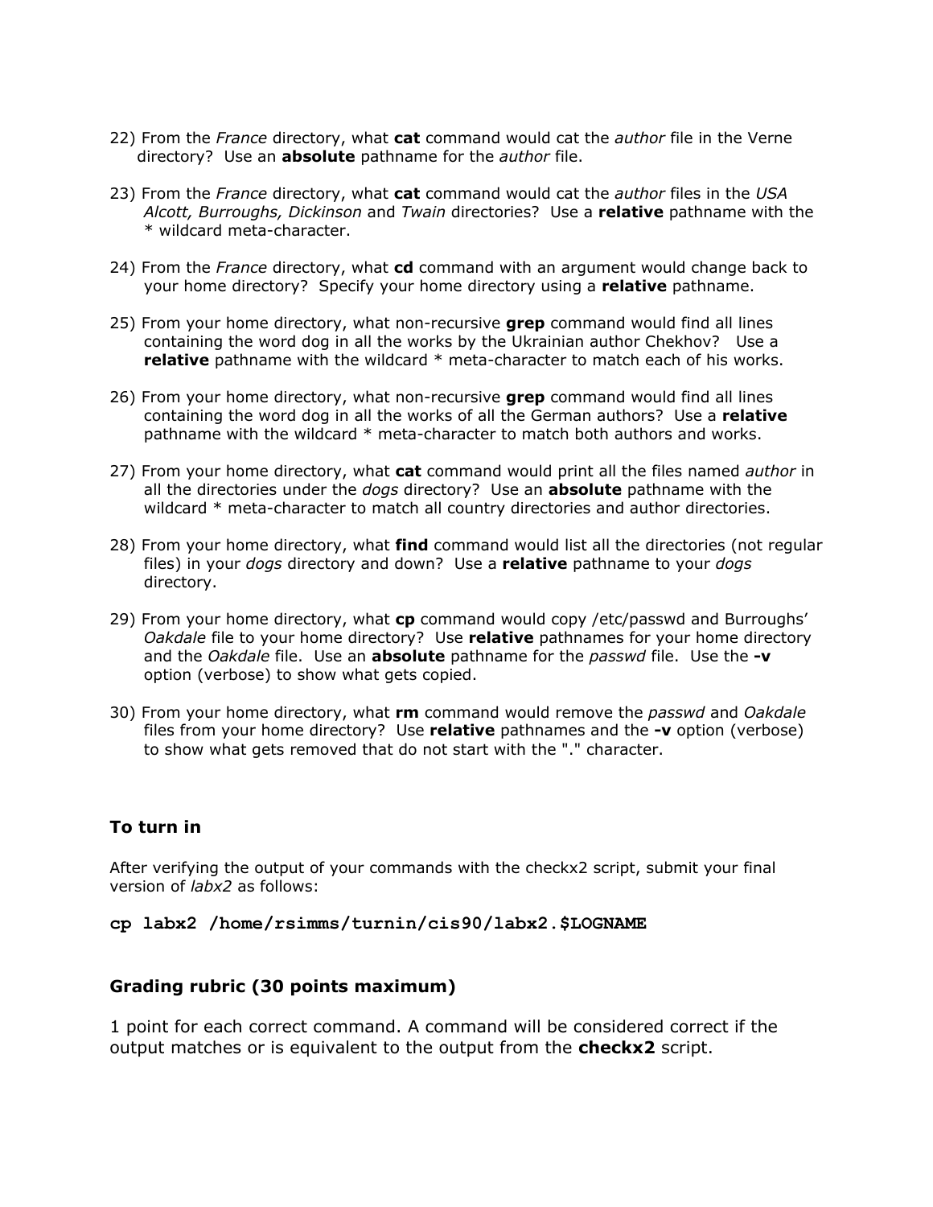22) From the *France* directory, what **cat** command would cat the *author* file in the Verne directory? Use an **absolute** pathname for the *author* file.

23) From the *France* directory, what **cat** command would cat the *author* files in the *USA Alcott, Burroughs, Dickinson* and *Twain* directories? Use a **relative** pathname with the * wildcard meta-character.

24) From the *France* directory, what **cd** command with an argument would change back to your home directory? Specify your home directory using a **relative** pathname.

25) From your home directory, what non-recursive **grep** command would find all lines containing the word dog in all the works by the Ukrainian author Chekhov? Use a **relative** pathname with the wildcard * meta-character to match each of his works.

26) From your home directory, what non-recursive **grep** command would find all lines containing the word dog in all the works of all the German authors? Use a **relative** pathname with the wildcard * meta-character to match both authors and works.

27) From your home directory, what **cat** command would print all the files named *author* in all the directories under the *dogs* directory? Use an **absolute** pathname with the wildcard * meta-character to match all country directories and author directories.

28) From your home directory, what **find** command would list all the directories (not regular files) in your *dogs* directory and down? Use a **relative** pathname to your *dogs* directory.

29) From your home directory, what **cp** command would copy /etc/passwd and Burroughs' *Oakdale* file to your home directory? Use **relative** pathnames for your home directory and the *Oakdale* file. Use an **absolute** pathname for the *passwd* file. Use the **-v** option (verbose) to show what gets copied.

30) From your home directory, what **rm** command would remove the *passwd* and *Oakdale* files from your home directory? Use **relative** pathnames and the **-v** option (verbose) to show what gets removed that do not start with the "." character.

### To turn in

After verifying the output of your commands with the checkx2 script, submit your final version of *labx2* as follows:

```
cp labx2 /home/rsimms/turnin/cis90/labx2.$LOGNAME
```

### Grading rubric (30 points maximum)

1 point for each correct command. A command will be considered correct if the output matches or is equivalent to the output from the **checkx2** script.